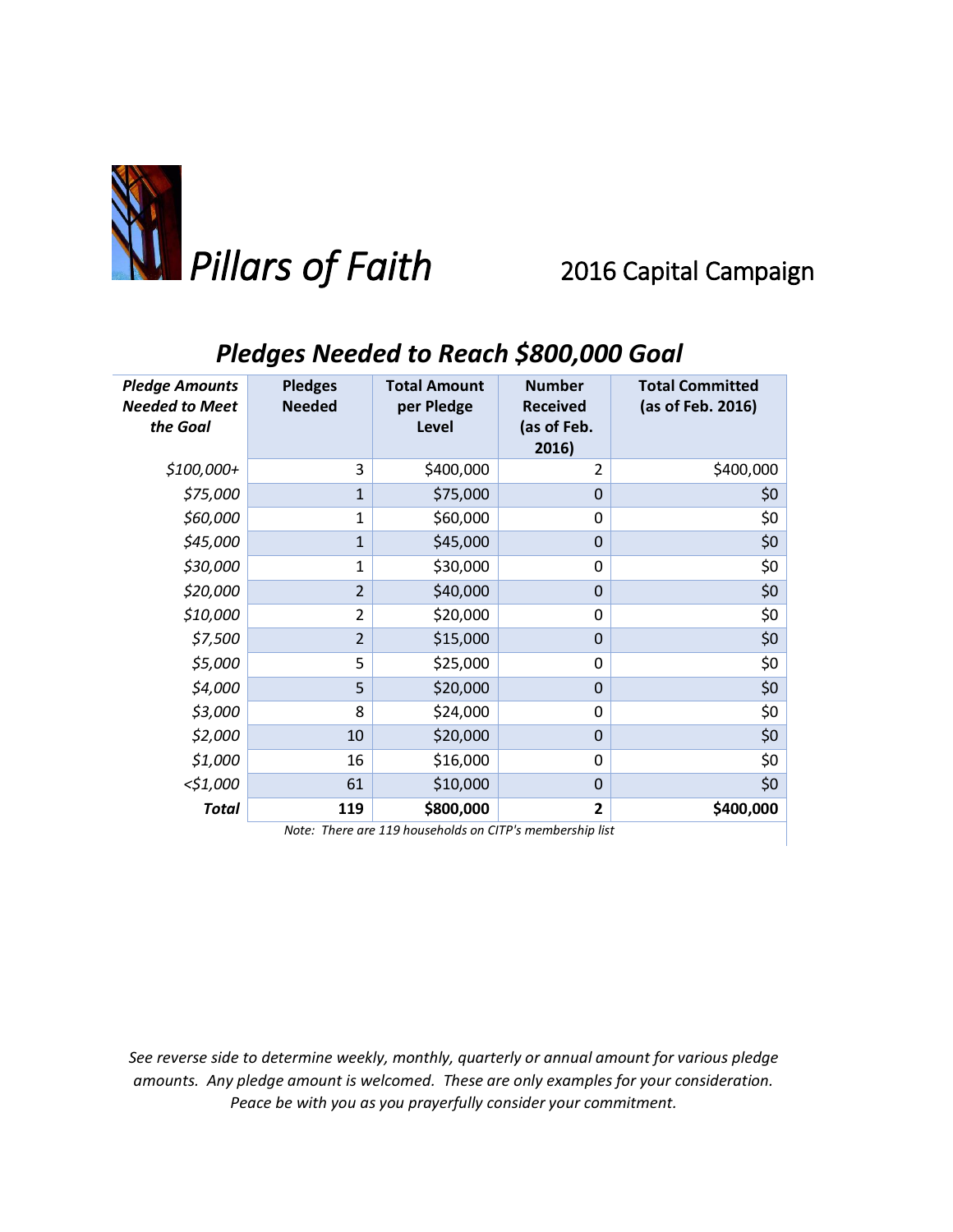# *Pillars of Faith* 2016 Capital Campaign

## *Pledges Needed to Reach $800,000 Goal*

| *Pledge Amounts Needed to Meet the Goal* | Pledges Needed | Total Amount per Pledge Level | Number Received (as of Feb. 2016) | Total Committed (as of Feb. 2016) |
|---|---|---|---|---|
| *$100,000+* | 3 | $400,000 | 2 | $400,000 |
| *$75,000* | 1 | $75,000 | 0 | $0 |
| *$60,000* | 1 | $60,000 | 0 | $0 |
| *$45,000* | 1 | $45,000 | 0 | $0 |
| *$30,000* | 1 | $30,000 | 0 | $0 |
| *$20,000* | 2 | $40,000 | 0 | $0 |
| *$10,000* | 2 | $20,000 | 0 | $0 |
| *$7,500* | 2 | $15,000 | 0 | $0 |
| *$5,000* | 5 | $25,000 | 0 | $0 |
| *$4,000* | 5 | $20,000 | 0 | $0 |
| *$3,000* | 8 | $24,000 | 0 | $0 |
| *$2,000* | 10 | $20,000 | 0 | $0 |
| *$1,000* | 16 | $16,000 | 0 | $0 |
| *<$1,000* | 61 | $10,000 | 0 | $0 |
| ***Total*** | **119** | **$800,000** | **2** | **$400,000** |

*Note: There are 119 households on CITP's membership list*

*See reverse side to determine weekly, monthly, quarterly or annual amount for various pledge amounts. Any pledge amount is welcomed. These are only examples for your consideration. Peace be with you as you prayerfully consider your commitment.*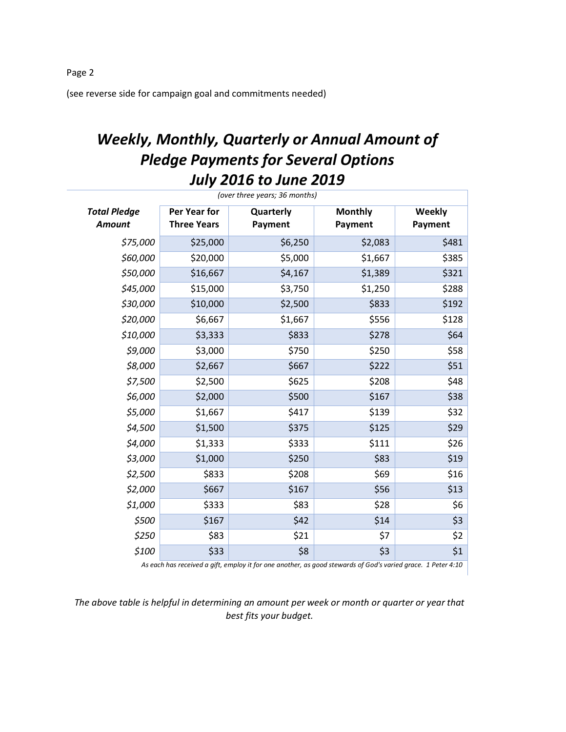(see reverse side for campaign goal and commitments needed)

# *Weekly, Monthly, Quarterly or Annual Amount of Pledge Payments for Several Options July 2016 to June 2019*

*(over three years; 36 months)*

| *Total Pledge Amount* | Per Year for Three Years | Quarterly Payment | Monthly Payment | Weekly Payment |
|---|---|---|---|---|
| *$75,000* | $25,000 | $6,250 | $2,083 | $481 |
| *$60,000* | $20,000 | $5,000 | $1,667 | $385 |
| *$50,000* | $16,667 | $4,167 | $1,389 | $321 |
| *$45,000* | $15,000 | $3,750 | $1,250 | $288 |
| *$30,000* | $10,000 | $2,500 | $833 | $192 |
| *$20,000* | $6,667 | $1,667 | $556 | $128 |
| *$10,000* | $3,333 | $833 | $278 | $64 |
| *$9,000* | $3,000 | $750 | $250 | $58 |
| *$8,000* | $2,667 | $667 | $222 | $51 |
| *$7,500* | $2,500 | $625 | $208 | $48 |
| *$6,000* | $2,000 | $500 | $167 | $38 |
| *$5,000* | $1,667 | $417 | $139 | $32 |
| *$4,500* | $1,500 | $375 | $125 | $29 |
| *$4,000* | $1,333 | $333 | $111 | $26 |
| *$3,000* | $1,000 | $250 | $83 | $19 |
| *$2,500* | $833 | $208 | $69 | $16 |
| *$2,000* | $667 | $167 | $56 | $13 |
| *$1,000* | $333 | $83 | $28 | $6 |
| *$500* | $167 | $42 | $14 | $3 |
| *$250* | $83 | $21 | $7 | $2 |
| *$100* | $33 | $8 | $3 | $1 |

*As each has received a gift, employ it for one another, as good stewards of God's varied grace. 1 Peter 4:10*

*The above table is helpful in determining an amount per week or month or quarter or year that best fits your budget.*